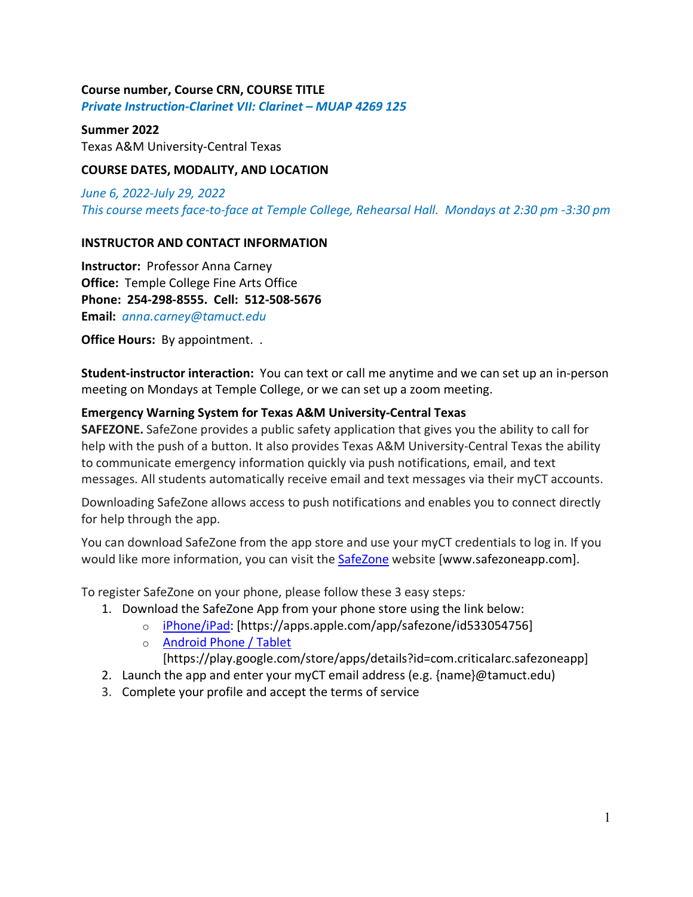**Course number, Course CRN, COURSE TITLE**
***Private Instruction-Clarinet VII: Clarinet – MUAP 4269 125***

**Summer 2022**
Texas A&M University-Central Texas

**COURSE DATES, MODALITY, AND LOCATION**

*June 6, 2022-July 29, 2022*
*This course meets face-to-face at Temple College, Rehearsal Hall. Mondays at 2:30 pm -3:30 pm*

**INSTRUCTOR AND CONTACT INFORMATION**

**Instructor:** Professor Anna Carney
**Office:** Temple College Fine Arts Office
**Phone: 254-298-8555. Cell: 512-508-5676**
**Email:** *anna.carney@tamuct.edu*

**Office Hours:** By appointment. .

**Student-instructor interaction:** You can text or call me anytime and we can set up an in-person meeting on Mondays at Temple College, or we can set up a zoom meeting.

**Emergency Warning System for Texas A&M University-Central Texas**
**SAFEZONE.** SafeZone provides a public safety application that gives you the ability to call for help with the push of a button. It also provides Texas A&M University-Central Texas the ability to communicate emergency information quickly via push notifications, email, and text messages. All students automatically receive email and text messages via their myCT accounts.

Downloading SafeZone allows access to push notifications and enables you to connect directly for help through the app.

You can download SafeZone from the app store and use your myCT credentials to log in. If you would like more information, you can visit the SafeZone website [www.safezoneapp.com].

To register SafeZone on your phone, please follow these 3 easy steps*:*

1. Download the SafeZone App from your phone store using the link below:
   - iPhone/iPad: [https://apps.apple.com/app/safezone/id533054756]
   - Android Phone / Tablet [https://play.google.com/store/apps/details?id=com.criticalarc.safezoneapp]
2. Launch the app and enter your myCT email address (e.g. {name}@tamuct.edu)
3. Complete your profile and accept the terms of service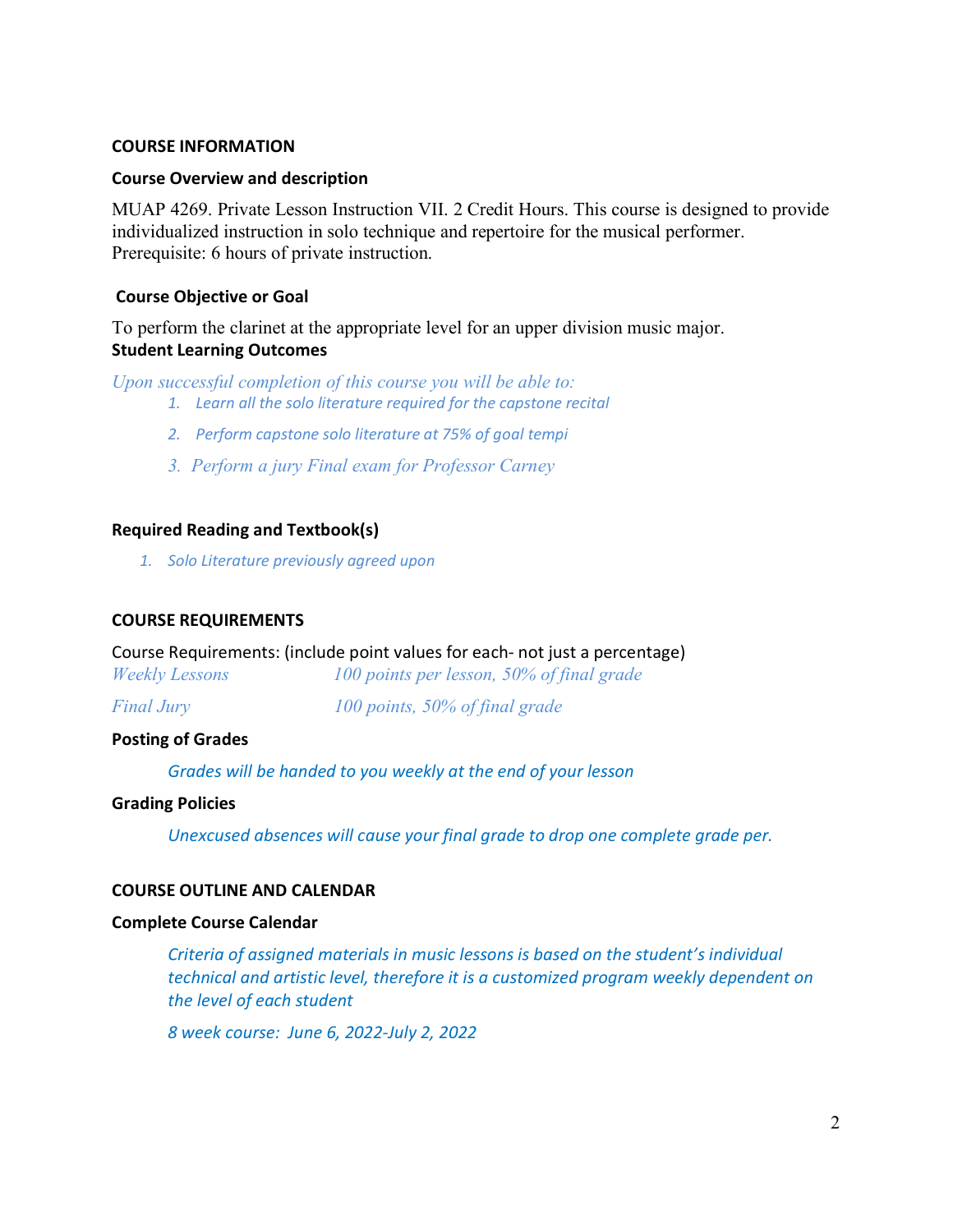## COURSE INFORMATION

### Course Overview and description

MUAP 4269. Private Lesson Instruction VII. 2 Credit Hours. This course is designed to provide individualized instruction in solo technique and repertoire for the musical performer. Prerequisite: 6 hours of private instruction.

### Course Objective or Goal

To perform the clarinet at the appropriate level for an upper division music major.

### Student Learning Outcomes

*Upon successful completion of this course you will be able to:*

1. *Learn all the solo literature required for the capstone recital*
2. *Perform capstone solo literature at 75% of goal tempi*
3. *Perform a jury Final exam for Professor Carney*

### Required Reading and Textbook(s)

1. *Solo Literature previously agreed upon*

## COURSE REQUIREMENTS

Course Requirements: (include point values for each- not just a percentage)

| | |
|---|---|
| *Weekly Lessons* | *100 points per lesson, 50% of final grade* |
| *Final Jury* | *100 points, 50% of final grade* |

### Posting of Grades

*Grades will be handed to you weekly at the end of your lesson*

### Grading Policies

*Unexcused absences will cause your final grade to drop one complete grade per.*

## COURSE OUTLINE AND CALENDAR

### Complete Course Calendar

*Criteria of assigned materials in music lessons is based on the student's individual technical and artistic level, therefore it is a customized program weekly dependent on the level of each student*

*8 week course: June 6, 2022-July 2, 2022*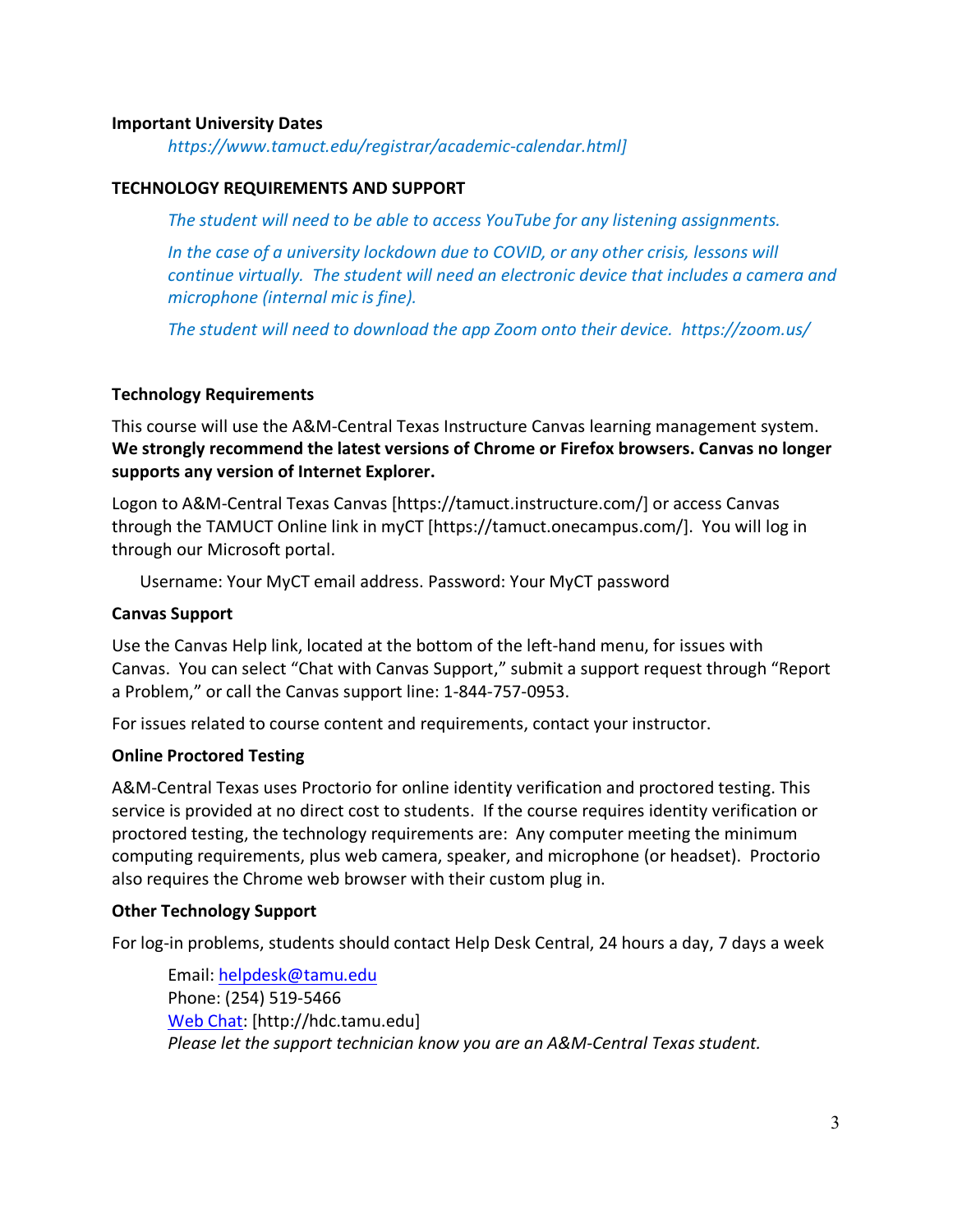**Important University Dates**

*https://www.tamuct.edu/registrar/academic-calendar.html]*

**TECHNOLOGY REQUIREMENTS AND SUPPORT**

*The student will need to be able to access YouTube for any listening assignments.*

*In the case of a university lockdown due to COVID, or any other crisis, lessons will continue virtually. The student will need an electronic device that includes a camera and microphone (internal mic is fine).*

*The student will need to download the app Zoom onto their device. https://zoom.us/*

**Technology Requirements**

This course will use the A&M-Central Texas Instructure Canvas learning management system. **We strongly recommend the latest versions of Chrome or Firefox browsers. Canvas no longer supports any version of Internet Explorer.**

Logon to A&M-Central Texas Canvas [https://tamuct.instructure.com/] or access Canvas through the TAMUCT Online link in myCT [https://tamuct.onecampus.com/]. You will log in through our Microsoft portal.

Username: Your MyCT email address. Password: Your MyCT password

**Canvas Support**

Use the Canvas Help link, located at the bottom of the left-hand menu, for issues with Canvas. You can select "Chat with Canvas Support," submit a support request through "Report a Problem," or call the Canvas support line: 1-844-757-0953.

For issues related to course content and requirements, contact your instructor.

**Online Proctored Testing**

A&M-Central Texas uses Proctorio for online identity verification and proctored testing. This service is provided at no direct cost to students. If the course requires identity verification or proctored testing, the technology requirements are: Any computer meeting the minimum computing requirements, plus web camera, speaker, and microphone (or headset). Proctorio also requires the Chrome web browser with their custom plug in.

**Other Technology Support**

For log-in problems, students should contact Help Desk Central, 24 hours a day, 7 days a week

Email: helpdesk@tamu.edu
Phone: (254) 519-5466
Web Chat: [http://hdc.tamu.edu]
*Please let the support technician know you are an A&M-Central Texas student.*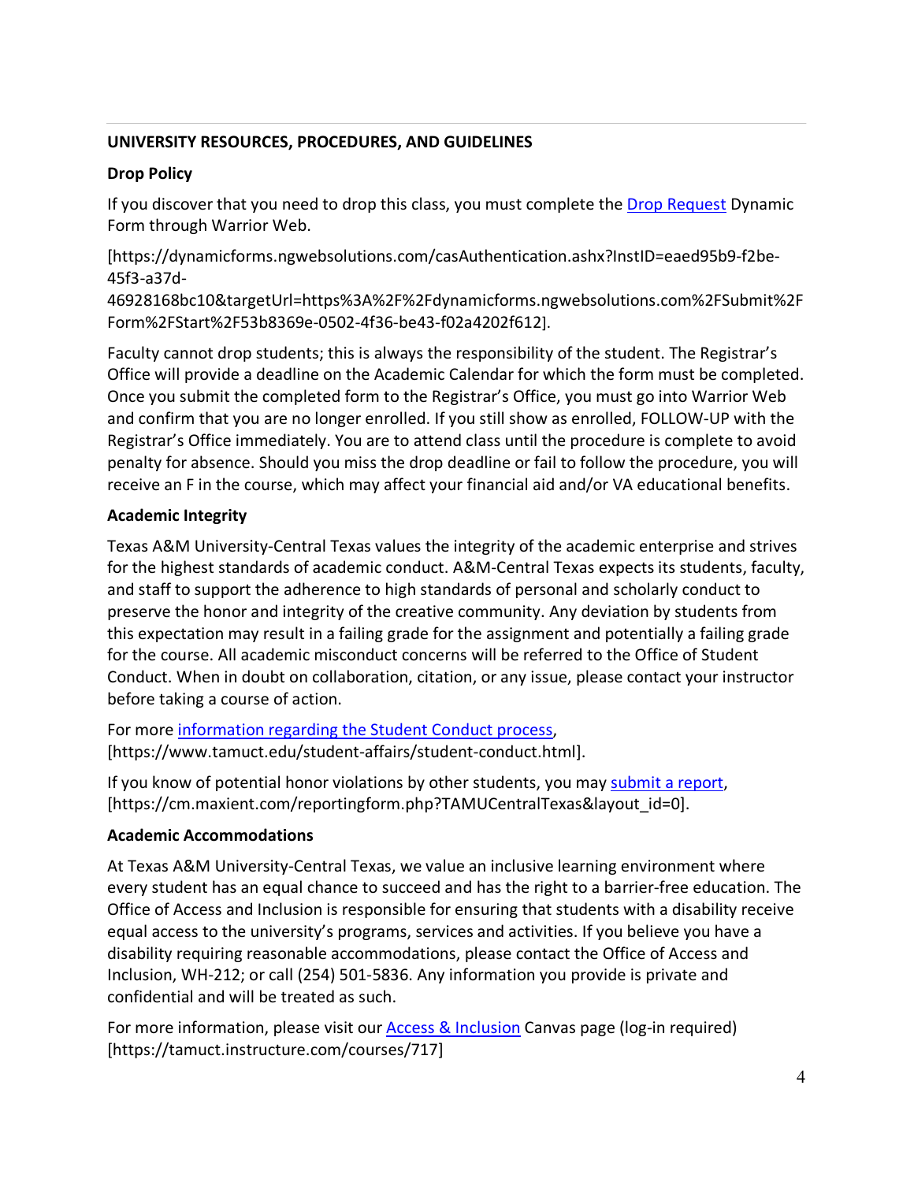**UNIVERSITY RESOURCES, PROCEDURES, AND GUIDELINES**

**Drop Policy**

If you discover that you need to drop this class, you must complete the Drop Request Dynamic Form through Warrior Web.

[https://dynamicforms.ngwebsolutions.com/casAuthentication.ashx?InstID=eaed95b9-f2be-45f3-a37d-46928168bc10&targetUrl=https%3A%2F%2Fdynamicforms.ngwebsolutions.com%2FSubmit%2FForm%2FStart%2F53b8369e-0502-4f36-be43-f02a4202f612].

Faculty cannot drop students; this is always the responsibility of the student. The Registrar's Office will provide a deadline on the Academic Calendar for which the form must be completed. Once you submit the completed form to the Registrar's Office, you must go into Warrior Web and confirm that you are no longer enrolled. If you still show as enrolled, FOLLOW-UP with the Registrar's Office immediately. You are to attend class until the procedure is complete to avoid penalty for absence. Should you miss the drop deadline or fail to follow the procedure, you will receive an F in the course, which may affect your financial aid and/or VA educational benefits.

**Academic Integrity**

Texas A&M University-Central Texas values the integrity of the academic enterprise and strives for the highest standards of academic conduct. A&M-Central Texas expects its students, faculty, and staff to support the adherence to high standards of personal and scholarly conduct to preserve the honor and integrity of the creative community. Any deviation by students from this expectation may result in a failing grade for the assignment and potentially a failing grade for the course. All academic misconduct concerns will be referred to the Office of Student Conduct. When in doubt on collaboration, citation, or any issue, please contact your instructor before taking a course of action.

For more information regarding the Student Conduct process, [https://www.tamuct.edu/student-affairs/student-conduct.html].

If you know of potential honor violations by other students, you may submit a report, [https://cm.maxient.com/reportingform.php?TAMUCentralTexas&layout_id=0].

**Academic Accommodations**

At Texas A&M University-Central Texas, we value an inclusive learning environment where every student has an equal chance to succeed and has the right to a barrier-free education. The Office of Access and Inclusion is responsible for ensuring that students with a disability receive equal access to the university's programs, services and activities. If you believe you have a disability requiring reasonable accommodations, please contact the Office of Access and Inclusion, WH-212; or call (254) 501-5836. Any information you provide is private and confidential and will be treated as such.

For more information, please visit our Access & Inclusion Canvas page (log-in required) [https://tamuct.instructure.com/courses/717]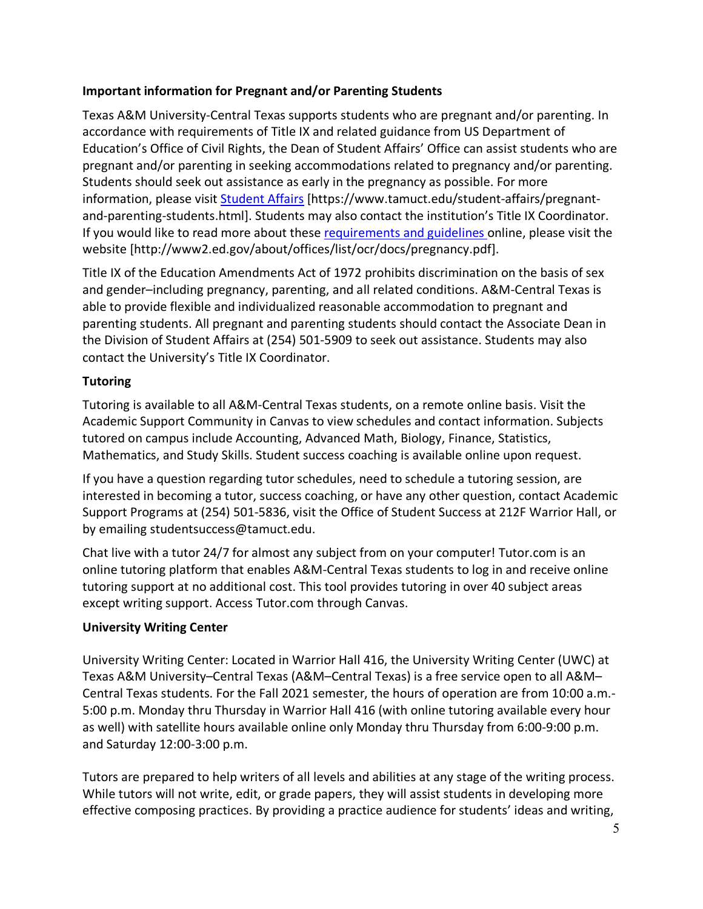**Important information for Pregnant and/or Parenting Students**

Texas A&M University-Central Texas supports students who are pregnant and/or parenting. In accordance with requirements of Title IX and related guidance from US Department of Education's Office of Civil Rights, the Dean of Student Affairs' Office can assist students who are pregnant and/or parenting in seeking accommodations related to pregnancy and/or parenting. Students should seek out assistance as early in the pregnancy as possible. For more information, please visit [Student Affairs](https://www.tamuct.edu/student-affairs/pregnant-and-parenting-students.html) [https://www.tamuct.edu/student-affairs/pregnant-and-parenting-students.html]. Students may also contact the institution's Title IX Coordinator. If you would like to read more about these [requirements and guidelines](http://www2.ed.gov/about/offices/list/ocr/docs/pregnancy.pdf) online, please visit the website [http://www2.ed.gov/about/offices/list/ocr/docs/pregnancy.pdf].

Title IX of the Education Amendments Act of 1972 prohibits discrimination on the basis of sex and gender–including pregnancy, parenting, and all related conditions. A&M-Central Texas is able to provide flexible and individualized reasonable accommodation to pregnant and parenting students. All pregnant and parenting students should contact the Associate Dean in the Division of Student Affairs at (254) 501-5909 to seek out assistance. Students may also contact the University's Title IX Coordinator.

**Tutoring**

Tutoring is available to all A&M-Central Texas students, on a remote online basis. Visit the Academic Support Community in Canvas to view schedules and contact information. Subjects tutored on campus include Accounting, Advanced Math, Biology, Finance, Statistics, Mathematics, and Study Skills. Student success coaching is available online upon request.

If you have a question regarding tutor schedules, need to schedule a tutoring session, are interested in becoming a tutor, success coaching, or have any other question, contact Academic Support Programs at (254) 501-5836, visit the Office of Student Success at 212F Warrior Hall, or by emailing studentsuccess@tamuct.edu.

Chat live with a tutor 24/7 for almost any subject from on your computer! Tutor.com is an online tutoring platform that enables A&M-Central Texas students to log in and receive online tutoring support at no additional cost. This tool provides tutoring in over 40 subject areas except writing support. Access Tutor.com through Canvas.

**University Writing Center**

University Writing Center: Located in Warrior Hall 416, the University Writing Center (UWC) at Texas A&M University–Central Texas (A&M–Central Texas) is a free service open to all A&M–Central Texas students. For the Fall 2021 semester, the hours of operation are from 10:00 a.m.-5:00 p.m. Monday thru Thursday in Warrior Hall 416 (with online tutoring available every hour as well) with satellite hours available online only Monday thru Thursday from 6:00-9:00 p.m. and Saturday 12:00-3:00 p.m.

Tutors are prepared to help writers of all levels and abilities at any stage of the writing process. While tutors will not write, edit, or grade papers, they will assist students in developing more effective composing practices. By providing a practice audience for students' ideas and writing,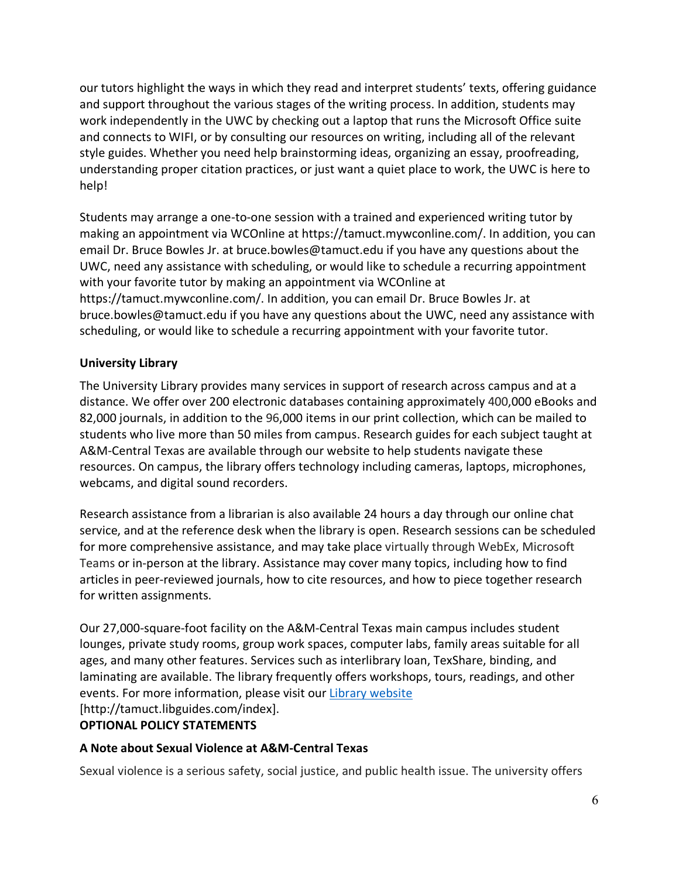our tutors highlight the ways in which they read and interpret students' texts, offering guidance and support throughout the various stages of the writing process. In addition, students may work independently in the UWC by checking out a laptop that runs the Microsoft Office suite and connects to WIFI, or by consulting our resources on writing, including all of the relevant style guides. Whether you need help brainstorming ideas, organizing an essay, proofreading, understanding proper citation practices, or just want a quiet place to work, the UWC is here to help!

Students may arrange a one-to-one session with a trained and experienced writing tutor by making an appointment via WCOnline at https://tamuct.mywconline.com/. In addition, you can email Dr. Bruce Bowles Jr. at bruce.bowles@tamuct.edu if you have any questions about the UWC, need any assistance with scheduling, or would like to schedule a recurring appointment with your favorite tutor by making an appointment via WCOnline at https://tamuct.mywconline.com/. In addition, you can email Dr. Bruce Bowles Jr. at bruce.bowles@tamuct.edu if you have any questions about the UWC, need any assistance with scheduling, or would like to schedule a recurring appointment with your favorite tutor.

**University Library**

The University Library provides many services in support of research across campus and at a distance. We offer over 200 electronic databases containing approximately 400,000 eBooks and 82,000 journals, in addition to the 96,000 items in our print collection, which can be mailed to students who live more than 50 miles from campus. Research guides for each subject taught at A&M-Central Texas are available through our website to help students navigate these resources. On campus, the library offers technology including cameras, laptops, microphones, webcams, and digital sound recorders.

Research assistance from a librarian is also available 24 hours a day through our online chat service, and at the reference desk when the library is open. Research sessions can be scheduled for more comprehensive assistance, and may take place virtually through WebEx, Microsoft Teams or in-person at the library. Assistance may cover many topics, including how to find articles in peer-reviewed journals, how to cite resources, and how to piece together research for written assignments.

Our 27,000-square-foot facility on the A&M-Central Texas main campus includes student lounges, private study rooms, group work spaces, computer labs, family areas suitable for all ages, and many other features. Services such as interlibrary loan, TexShare, binding, and laminating are available. The library frequently offers workshops, tours, readings, and other events. For more information, please visit our [Library website](http://tamuct.libguides.com/index) [http://tamuct.libguides.com/index].

**OPTIONAL POLICY STATEMENTS**

**A Note about Sexual Violence at A&M-Central Texas**

Sexual violence is a serious safety, social justice, and public health issue. The university offers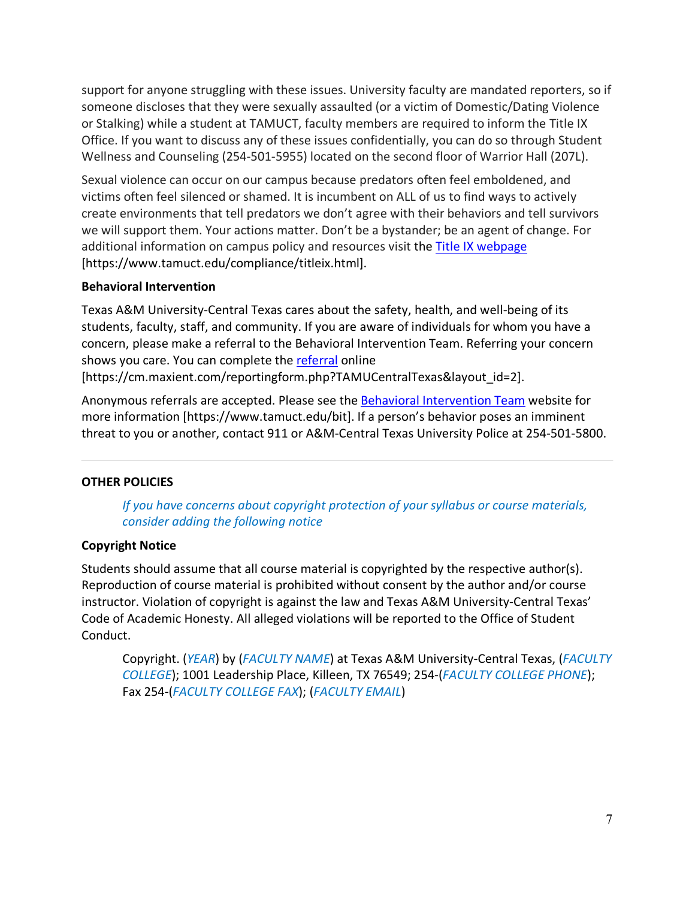support for anyone struggling with these issues. University faculty are mandated reporters, so if someone discloses that they were sexually assaulted (or a victim of Domestic/Dating Violence or Stalking) while a student at TAMUCT, faculty members are required to inform the Title IX Office. If you want to discuss any of these issues confidentially, you can do so through Student Wellness and Counseling (254-501-5955) located on the second floor of Warrior Hall (207L).

Sexual violence can occur on our campus because predators often feel emboldened, and victims often feel silenced or shamed. It is incumbent on ALL of us to find ways to actively create environments that tell predators we don't agree with their behaviors and tell survivors we will support them. Your actions matter. Don't be a bystander; be an agent of change. For additional information on campus policy and resources visit the Title IX webpage [https://www.tamuct.edu/compliance/titleix.html].

**Behavioral Intervention**

Texas A&M University-Central Texas cares about the safety, health, and well-being of its students, faculty, staff, and community. If you are aware of individuals for whom you have a concern, please make a referral to the Behavioral Intervention Team. Referring your concern shows you care. You can complete the referral online [https://cm.maxient.com/reportingform.php?TAMUCentralTexas&layout_id=2].

Anonymous referrals are accepted. Please see the Behavioral Intervention Team website for more information [https://www.tamuct.edu/bit]. If a person's behavior poses an imminent threat to you or another, contact 911 or A&M-Central Texas University Police at 254-501-5800.

---

**OTHER POLICIES**

*If you have concerns about copyright protection of your syllabus or course materials, consider adding the following notice*

**Copyright Notice**

Students should assume that all course material is copyrighted by the respective author(s). Reproduction of course material is prohibited without consent by the author and/or course instructor. Violation of copyright is against the law and Texas A&M University-Central Texas' Code of Academic Honesty. All alleged violations will be reported to the Office of Student Conduct.

Copyright. (*YEAR*) by (*FACULTY NAME*) at Texas A&M University-Central Texas, (*FACULTY COLLEGE*); 1001 Leadership Place, Killeen, TX 76549; 254-(*FACULTY COLLEGE PHONE*); Fax 254-(*FACULTY COLLEGE FAX*); (*FACULTY EMAIL*)